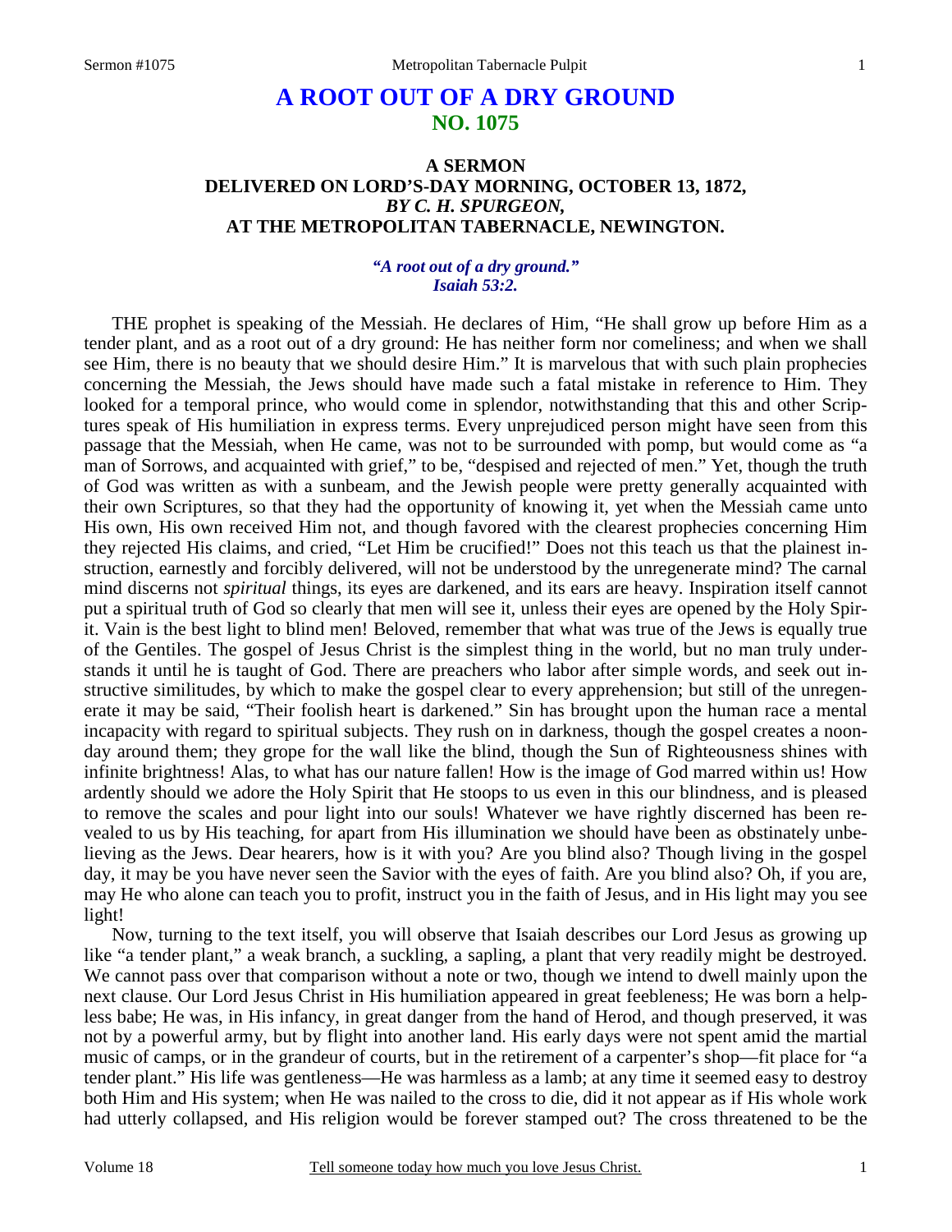# A ROOT OUT OF A DRY GROUND
## NO. 1075

### A SERMON
### DELIVERED ON LORD'S-DAY MORNING, OCTOBER 13, 1872,
### *BY C. H. SPURGEON,*
### AT THE METROPOLITAN TABERNACLE, NEWINGTON.

***"A root out of a dry ground."***
***Isaiah 53:2.***

THE prophet is speaking of the Messiah. He declares of Him, "He shall grow up before Him as a tender plant, and as a root out of a dry ground: He has neither form nor comeliness; and when we shall see Him, there is no beauty that we should desire Him." It is marvelous that with such plain prophecies concerning the Messiah, the Jews should have made such a fatal mistake in reference to Him. They looked for a temporal prince, who would come in splendor, notwithstanding that this and other Scriptures speak of His humiliation in express terms. Every unprejudiced person might have seen from this passage that the Messiah, when He came, was not to be surrounded with pomp, but would come as "a man of Sorrows, and acquainted with grief," to be, "despised and rejected of men." Yet, though the truth of God was written as with a sunbeam, and the Jewish people were pretty generally acquainted with their own Scriptures, so that they had the opportunity of knowing it, yet when the Messiah came unto His own, His own received Him not, and though favored with the clearest prophecies concerning Him they rejected His claims, and cried, "Let Him be crucified!" Does not this teach us that the plainest instruction, earnestly and forcibly delivered, will not be understood by the unregenerate mind? The carnal mind discerns not *spiritual* things, its eyes are darkened, and its ears are heavy. Inspiration itself cannot put a spiritual truth of God so clearly that men will see it, unless their eyes are opened by the Holy Spirit. Vain is the best light to blind men! Beloved, remember that what was true of the Jews is equally true of the Gentiles. The gospel of Jesus Christ is the simplest thing in the world, but no man truly understands it until he is taught of God. There are preachers who labor after simple words, and seek out instructive similitudes, by which to make the gospel clear to every apprehension; but still of the unregenerate it may be said, "Their foolish heart is darkened." Sin has brought upon the human race a mental incapacity with regard to spiritual subjects. They rush on in darkness, though the gospel creates a noonday around them; they grope for the wall like the blind, though the Sun of Righteousness shines with infinite brightness! Alas, to what has our nature fallen! How is the image of God marred within us! How ardently should we adore the Holy Spirit that He stoops to us even in this our blindness, and is pleased to remove the scales and pour light into our souls! Whatever we have rightly discerned has been revealed to us by His teaching, for apart from His illumination we should have been as obstinately unbelieving as the Jews. Dear hearers, how is it with you? Are you blind also? Though living in the gospel day, it may be you have never seen the Savior with the eyes of faith. Are you blind also? Oh, if you are, may He who alone can teach you to profit, instruct you in the faith of Jesus, and in His light may you see light!

Now, turning to the text itself, you will observe that Isaiah describes our Lord Jesus as growing up like "a tender plant," a weak branch, a suckling, a sapling, a plant that very readily might be destroyed. We cannot pass over that comparison without a note or two, though we intend to dwell mainly upon the next clause. Our Lord Jesus Christ in His humiliation appeared in great feebleness; He was born a helpless babe; He was, in His infancy, in great danger from the hand of Herod, and though preserved, it was not by a powerful army, but by flight into another land. His early days were not spent amid the martial music of camps, or in the grandeur of courts, but in the retirement of a carpenter's shop—fit place for "a tender plant." His life was gentleness—He was harmless as a lamb; at any time it seemed easy to destroy both Him and His system; when He was nailed to the cross to die, did it not appear as if His whole work had utterly collapsed, and His religion would be forever stamped out? The cross threatened to be the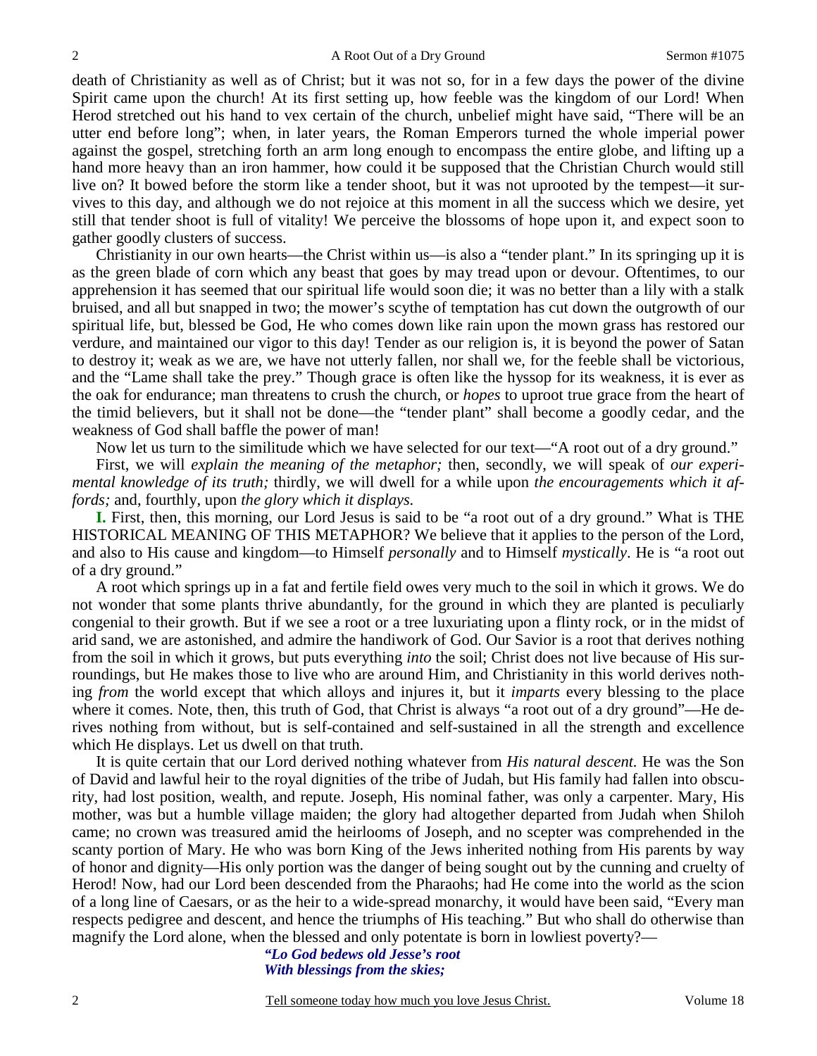death of Christianity as well as of Christ; but it was not so, for in a few days the power of the divine Spirit came upon the church! At its first setting up, how feeble was the kingdom of our Lord! When Herod stretched out his hand to vex certain of the church, unbelief might have said, "There will be an utter end before long"; when, in later years, the Roman Emperors turned the whole imperial power against the gospel, stretching forth an arm long enough to encompass the entire globe, and lifting up a hand more heavy than an iron hammer, how could it be supposed that the Christian Church would still live on? It bowed before the storm like a tender shoot, but it was not uprooted by the tempest—it survives to this day, and although we do not rejoice at this moment in all the success which we desire, yet still that tender shoot is full of vitality! We perceive the blossoms of hope upon it, and expect soon to gather goodly clusters of success.

Christianity in our own hearts—the Christ within us—is also a "tender plant." In its springing up it is as the green blade of corn which any beast that goes by may tread upon or devour. Oftentimes, to our apprehension it has seemed that our spiritual life would soon die; it was no better than a lily with a stalk bruised, and all but snapped in two; the mower's scythe of temptation has cut down the outgrowth of our spiritual life, but, blessed be God, He who comes down like rain upon the mown grass has restored our verdure, and maintained our vigor to this day! Tender as our religion is, it is beyond the power of Satan to destroy it; weak as we are, we have not utterly fallen, nor shall we, for the feeble shall be victorious, and the "Lame shall take the prey." Though grace is often like the hyssop for its weakness, it is ever as the oak for endurance; man threatens to crush the church, or *hopes* to uproot true grace from the heart of the timid believers, but it shall not be done—the "tender plant" shall become a goodly cedar, and the weakness of God shall baffle the power of man!

Now let us turn to the similitude which we have selected for our text—"A root out of a dry ground."

First, we will *explain the meaning of the metaphor;* then, secondly, we will speak of *our experimental knowledge of its truth;* thirdly, we will dwell for a while upon *the encouragements which it affords;* and, fourthly, upon *the glory which it displays.*

**I.** First, then, this morning, our Lord Jesus is said to be "a root out of a dry ground." What is THE HISTORICAL MEANING OF THIS METAPHOR? We believe that it applies to the person of the Lord, and also to His cause and kingdom—to Himself *personally* and to Himself *mystically*. He is "a root out of a dry ground."

A root which springs up in a fat and fertile field owes very much to the soil in which it grows. We do not wonder that some plants thrive abundantly, for the ground in which they are planted is peculiarly congenial to their growth. But if we see a root or a tree luxuriating upon a flinty rock, or in the midst of arid sand, we are astonished, and admire the handiwork of God. Our Savior is a root that derives nothing from the soil in which it grows, but puts everything *into* the soil; Christ does not live because of His surroundings, but He makes those to live who are around Him, and Christianity in this world derives nothing *from* the world except that which alloys and injures it, but it *imparts* every blessing to the place where it comes. Note, then, this truth of God, that Christ is always "a root out of a dry ground"—He derives nothing from without, but is self-contained and self-sustained in all the strength and excellence which He displays. Let us dwell on that truth.

It is quite certain that our Lord derived nothing whatever from *His natural descent.* He was the Son of David and lawful heir to the royal dignities of the tribe of Judah, but His family had fallen into obscurity, had lost position, wealth, and repute. Joseph, His nominal father, was only a carpenter. Mary, His mother, was but a humble village maiden; the glory had altogether departed from Judah when Shiloh came; no crown was treasured amid the heirlooms of Joseph, and no scepter was comprehended in the scanty portion of Mary. He who was born King of the Jews inherited nothing from His parents by way of honor and dignity—His only portion was the danger of being sought out by the cunning and cruelty of Herod! Now, had our Lord been descended from the Pharaohs; had He come into the world as the scion of a long line of Caesars, or as the heir to a wide-spread monarchy, it would have been said, "Every man respects pedigree and descent, and hence the triumphs of His teaching." But who shall do otherwise than magnify the Lord alone, when the blessed and only potentate is born in lowliest poverty?—

> *"Lo God bedews old Jesse's root*
> *With blessings from the skies;*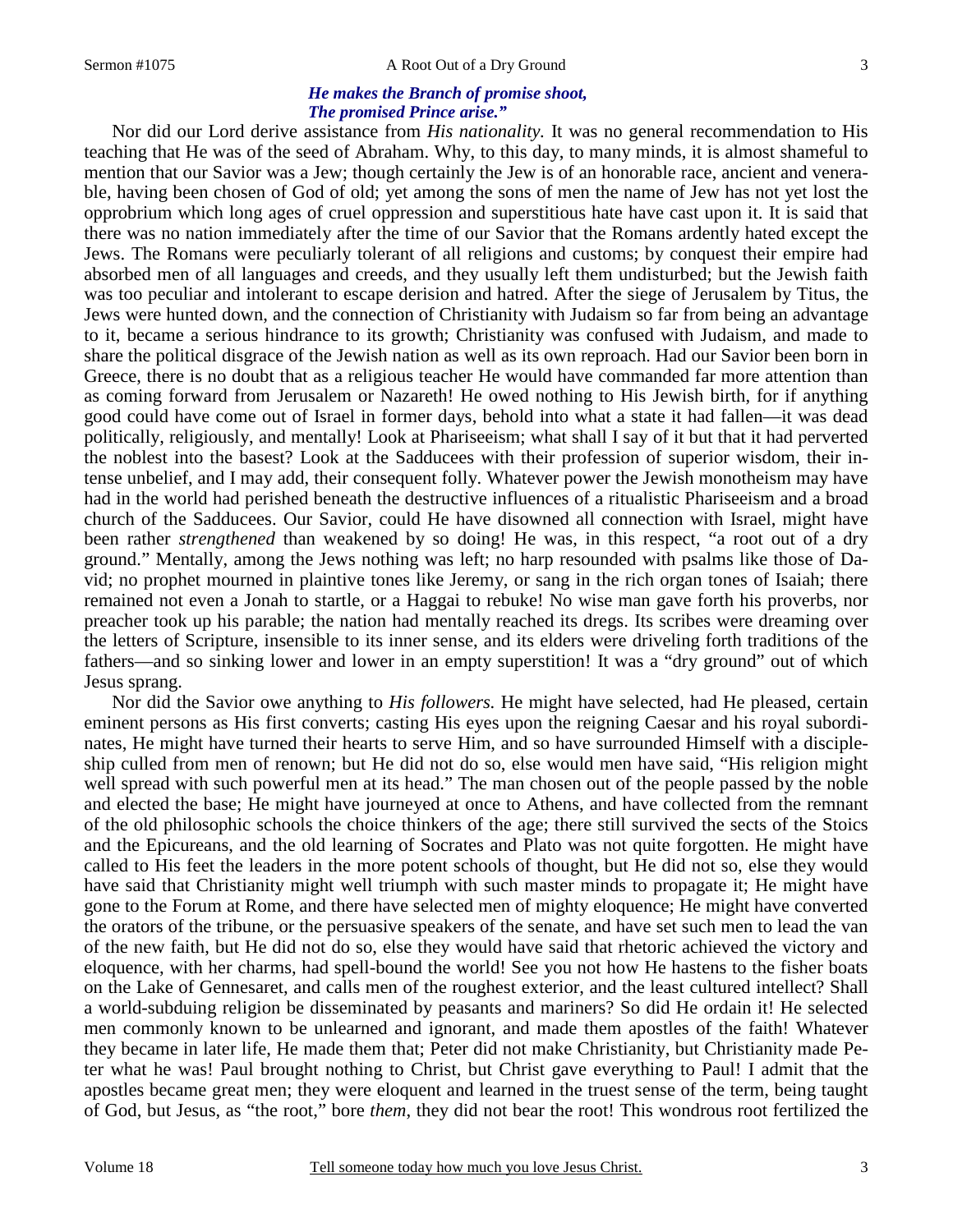*He makes the Branch of promise shoot,*
*The promised Prince arise."*

Nor did our Lord derive assistance from *His nationality.* It was no general recommendation to His teaching that He was of the seed of Abraham. Why, to this day, to many minds, it is almost shameful to mention that our Savior was a Jew; though certainly the Jew is of an honorable race, ancient and venerable, having been chosen of God of old; yet among the sons of men the name of Jew has not yet lost the opprobrium which long ages of cruel oppression and superstitious hate have cast upon it. It is said that there was no nation immediately after the time of our Savior that the Romans ardently hated except the Jews. The Romans were peculiarly tolerant of all religions and customs; by conquest their empire had absorbed men of all languages and creeds, and they usually left them undisturbed; but the Jewish faith was too peculiar and intolerant to escape derision and hatred. After the siege of Jerusalem by Titus, the Jews were hunted down, and the connection of Christianity with Judaism so far from being an advantage to it, became a serious hindrance to its growth; Christianity was confused with Judaism, and made to share the political disgrace of the Jewish nation as well as its own reproach. Had our Savior been born in Greece, there is no doubt that as a religious teacher He would have commanded far more attention than as coming forward from Jerusalem or Nazareth! He owed nothing to His Jewish birth, for if anything good could have come out of Israel in former days, behold into what a state it had fallen—it was dead politically, religiously, and mentally! Look at Phariseeism; what shall I say of it but that it had perverted the noblest into the basest? Look at the Sadducees with their profession of superior wisdom, their intense unbelief, and I may add, their consequent folly. Whatever power the Jewish monotheism may have had in the world had perished beneath the destructive influences of a ritualistic Phariseeism and a broad church of the Sadducees. Our Savior, could He have disowned all connection with Israel, might have been rather *strengthened* than weakened by so doing! He was, in this respect, "a root out of a dry ground." Mentally, among the Jews nothing was left; no harp resounded with psalms like those of David; no prophet mourned in plaintive tones like Jeremy, or sang in the rich organ tones of Isaiah; there remained not even a Jonah to startle, or a Haggai to rebuke! No wise man gave forth his proverbs, nor preacher took up his parable; the nation had mentally reached its dregs. Its scribes were dreaming over the letters of Scripture, insensible to its inner sense, and its elders were driveling forth traditions of the fathers—and so sinking lower and lower in an empty superstition! It was a "dry ground" out of which Jesus sprang.

Nor did the Savior owe anything to *His followers.* He might have selected, had He pleased, certain eminent persons as His first converts; casting His eyes upon the reigning Caesar and his royal subordinates, He might have turned their hearts to serve Him, and so have surrounded Himself with a discipleship culled from men of renown; but He did not do so, else would men have said, "His religion might well spread with such powerful men at its head." The man chosen out of the people passed by the noble and elected the base; He might have journeyed at once to Athens, and have collected from the remnant of the old philosophic schools the choice thinkers of the age; there still survived the sects of the Stoics and the Epicureans, and the old learning of Socrates and Plato was not quite forgotten. He might have called to His feet the leaders in the more potent schools of thought, but He did not so, else they would have said that Christianity might well triumph with such master minds to propagate it; He might have gone to the Forum at Rome, and there have selected men of mighty eloquence; He might have converted the orators of the tribune, or the persuasive speakers of the senate, and have set such men to lead the van of the new faith, but He did not do so, else they would have said that rhetoric achieved the victory and eloquence, with her charms, had spell-bound the world! See you not how He hastens to the fisher boats on the Lake of Gennesaret, and calls men of the roughest exterior, and the least cultured intellect? Shall a world-subduing religion be disseminated by peasants and mariners? So did He ordain it! He selected men commonly known to be unlearned and ignorant, and made them apostles of the faith! Whatever they became in later life, He made them that; Peter did not make Christianity, but Christianity made Peter what he was! Paul brought nothing to Christ, but Christ gave everything to Paul! I admit that the apostles became great men; they were eloquent and learned in the truest sense of the term, being taught of God, but Jesus, as "the root," bore *them*, they did not bear the root! This wondrous root fertilized the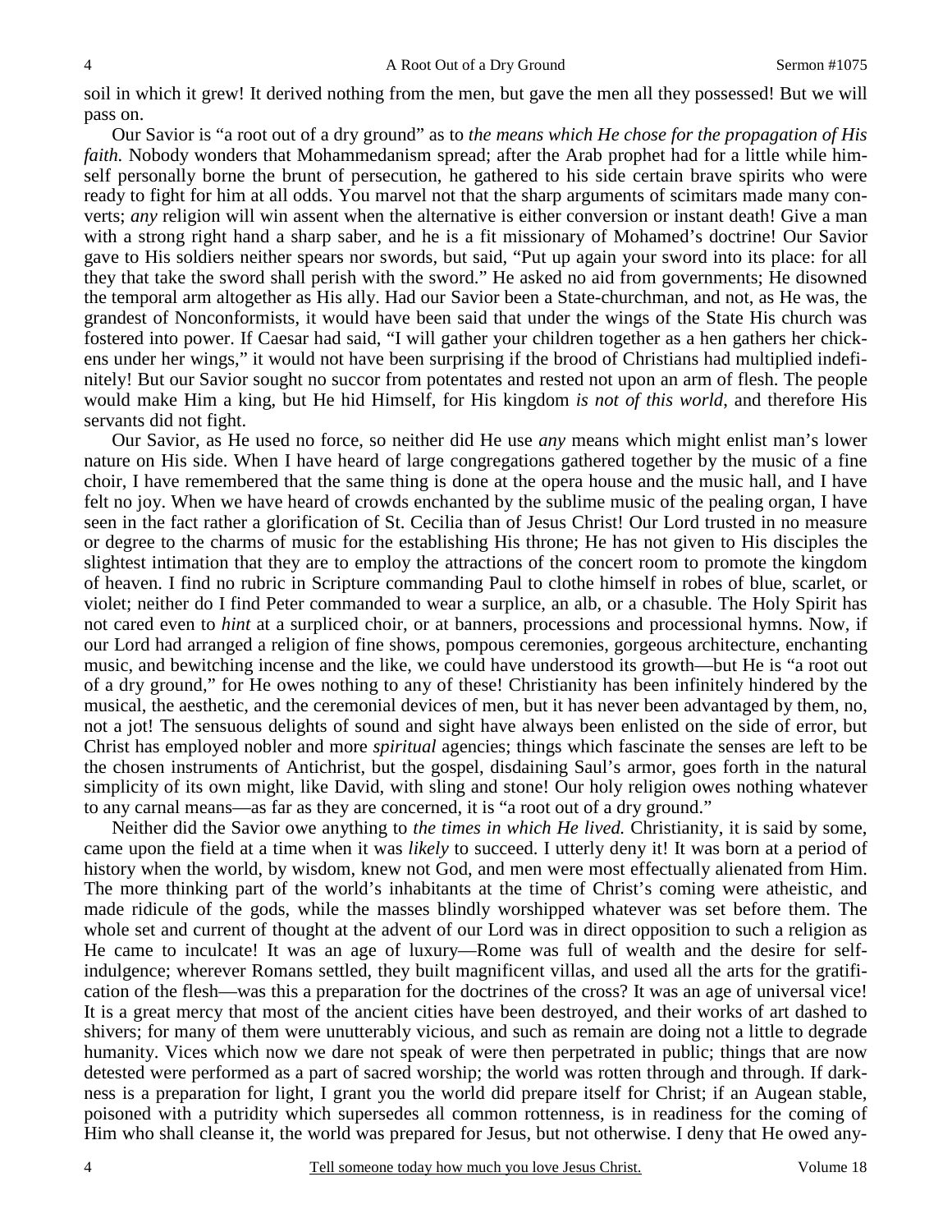soil in which it grew! It derived nothing from the men, but gave the men all they possessed! But we will pass on.

Our Savior is "a root out of a dry ground" as to *the means which He chose for the propagation of His faith.* Nobody wonders that Mohammedanism spread; after the Arab prophet had for a little while himself personally borne the brunt of persecution, he gathered to his side certain brave spirits who were ready to fight for him at all odds. You marvel not that the sharp arguments of scimitars made many converts; *any* religion will win assent when the alternative is either conversion or instant death! Give a man with a strong right hand a sharp saber, and he is a fit missionary of Mohamed's doctrine! Our Savior gave to His soldiers neither spears nor swords, but said, "Put up again your sword into its place: for all they that take the sword shall perish with the sword." He asked no aid from governments; He disowned the temporal arm altogether as His ally. Had our Savior been a State-churchman, and not, as He was, the grandest of Nonconformists, it would have been said that under the wings of the State His church was fostered into power. If Caesar had said, "I will gather your children together as a hen gathers her chickens under her wings," it would not have been surprising if the brood of Christians had multiplied indefinitely! But our Savior sought no succor from potentates and rested not upon an arm of flesh. The people would make Him a king, but He hid Himself, for His kingdom *is not of this world*, and therefore His servants did not fight.

Our Savior, as He used no force, so neither did He use *any* means which might enlist man's lower nature on His side. When I have heard of large congregations gathered together by the music of a fine choir, I have remembered that the same thing is done at the opera house and the music hall, and I have felt no joy. When we have heard of crowds enchanted by the sublime music of the pealing organ, I have seen in the fact rather a glorification of St. Cecilia than of Jesus Christ! Our Lord trusted in no measure or degree to the charms of music for the establishing His throne; He has not given to His disciples the slightest intimation that they are to employ the attractions of the concert room to promote the kingdom of heaven. I find no rubric in Scripture commanding Paul to clothe himself in robes of blue, scarlet, or violet; neither do I find Peter commanded to wear a surplice, an alb, or a chasuble. The Holy Spirit has not cared even to *hint* at a surpliced choir, or at banners, processions and processional hymns. Now, if our Lord had arranged a religion of fine shows, pompous ceremonies, gorgeous architecture, enchanting music, and bewitching incense and the like, we could have understood its growth—but He is "a root out of a dry ground," for He owes nothing to any of these! Christianity has been infinitely hindered by the musical, the aesthetic, and the ceremonial devices of men, but it has never been advantaged by them, no, not a jot! The sensuous delights of sound and sight have always been enlisted on the side of error, but Christ has employed nobler and more *spiritual* agencies; things which fascinate the senses are left to be the chosen instruments of Antichrist, but the gospel, disdaining Saul's armor, goes forth in the natural simplicity of its own might, like David, with sling and stone! Our holy religion owes nothing whatever to any carnal means—as far as they are concerned, it is "a root out of a dry ground."

Neither did the Savior owe anything to *the times in which He lived.* Christianity, it is said by some, came upon the field at a time when it was *likely* to succeed. I utterly deny it! It was born at a period of history when the world, by wisdom, knew not God, and men were most effectually alienated from Him. The more thinking part of the world's inhabitants at the time of Christ's coming were atheistic, and made ridicule of the gods, while the masses blindly worshipped whatever was set before them. The whole set and current of thought at the advent of our Lord was in direct opposition to such a religion as He came to inculcate! It was an age of luxury—Rome was full of wealth and the desire for self-indulgence; wherever Romans settled, they built magnificent villas, and used all the arts for the gratification of the flesh—was this a preparation for the doctrines of the cross? It was an age of universal vice! It is a great mercy that most of the ancient cities have been destroyed, and their works of art dashed to shivers; for many of them were unutterably vicious, and such as remain are doing not a little to degrade humanity. Vices which now we dare not speak of were then perpetrated in public; things that are now detested were performed as a part of sacred worship; the world was rotten through and through. If darkness is a preparation for light, I grant you the world did prepare itself for Christ; if an Augean stable, poisoned with a putridity which supersedes all common rottenness, is in readiness for the coming of Him who shall cleanse it, the world was prepared for Jesus, but not otherwise. I deny that He owed any-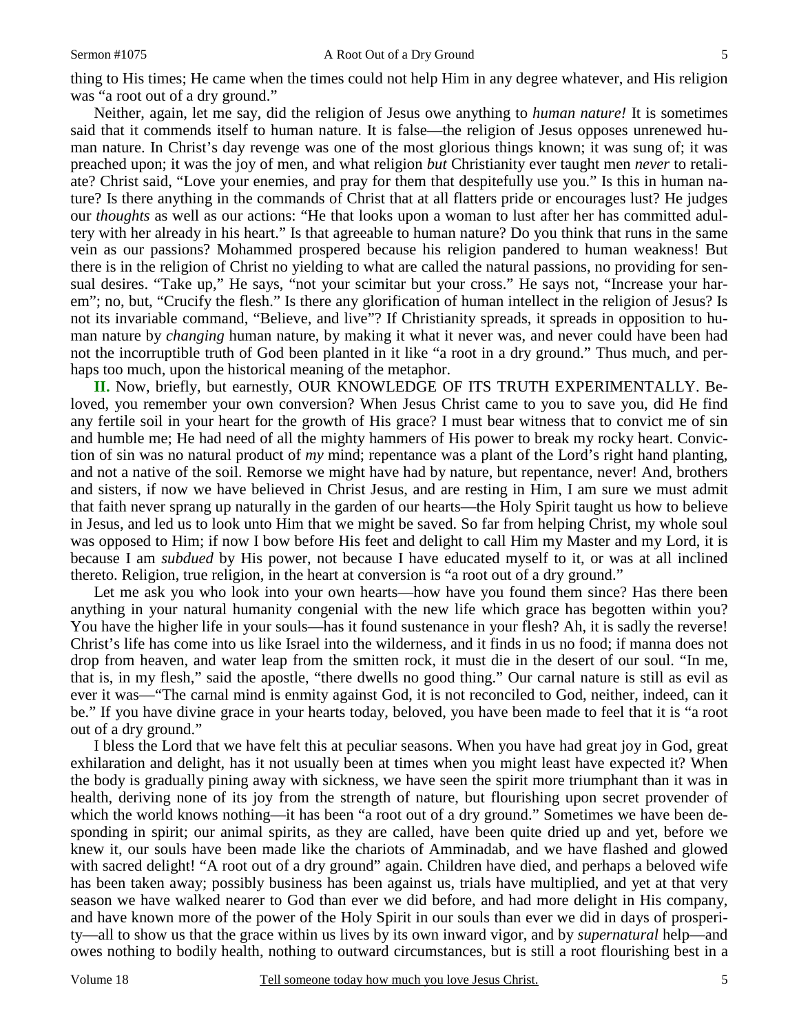thing to His times; He came when the times could not help Him in any degree whatever, and His religion was "a root out of a dry ground."

Neither, again, let me say, did the religion of Jesus owe anything to *human nature!* It is sometimes said that it commends itself to human nature. It is false—the religion of Jesus opposes unrenewed human nature. In Christ's day revenge was one of the most glorious things known; it was sung of; it was preached upon; it was the joy of men, and what religion *but* Christianity ever taught men *never* to retaliate? Christ said, "Love your enemies, and pray for them that despitefully use you." Is this in human nature? Is there anything in the commands of Christ that at all flatters pride or encourages lust? He judges our *thoughts* as well as our actions: "He that looks upon a woman to lust after her has committed adultery with her already in his heart." Is that agreeable to human nature? Do you think that runs in the same vein as our passions? Mohammed prospered because his religion pandered to human weakness! But there is in the religion of Christ no yielding to what are called the natural passions, no providing for sensual desires. "Take up," He says, "not your scimitar but your cross." He says not, "Increase your harem"; no, but, "Crucify the flesh." Is there any glorification of human intellect in the religion of Jesus? Is not its invariable command, "Believe, and live"? If Christianity spreads, it spreads in opposition to human nature by *changing* human nature, by making it what it never was, and never could have been had not the incorruptible truth of God been planted in it like "a root in a dry ground." Thus much, and perhaps too much, upon the historical meaning of the metaphor.

**II.** Now, briefly, but earnestly, OUR KNOWLEDGE OF ITS TRUTH EXPERIMENTALLY. Beloved, you remember your own conversion? When Jesus Christ came to you to save you, did He find any fertile soil in your heart for the growth of His grace? I must bear witness that to convict me of sin and humble me; He had need of all the mighty hammers of His power to break my rocky heart. Conviction of sin was no natural product of *my* mind; repentance was a plant of the Lord's right hand planting, and not a native of the soil. Remorse we might have had by nature, but repentance, never! And, brothers and sisters, if now we have believed in Christ Jesus, and are resting in Him, I am sure we must admit that faith never sprang up naturally in the garden of our hearts—the Holy Spirit taught us how to believe in Jesus, and led us to look unto Him that we might be saved. So far from helping Christ, my whole soul was opposed to Him; if now I bow before His feet and delight to call Him my Master and my Lord, it is because I am *subdued* by His power, not because I have educated myself to it, or was at all inclined thereto. Religion, true religion, in the heart at conversion is "a root out of a dry ground."

Let me ask you who look into your own hearts—how have you found them since? Has there been anything in your natural humanity congenial with the new life which grace has begotten within you? You have the higher life in your souls—has it found sustenance in your flesh? Ah, it is sadly the reverse! Christ's life has come into us like Israel into the wilderness, and it finds in us no food; if manna does not drop from heaven, and water leap from the smitten rock, it must die in the desert of our soul. "In me, that is, in my flesh," said the apostle, "there dwells no good thing." Our carnal nature is still as evil as ever it was—"The carnal mind is enmity against God, it is not reconciled to God, neither, indeed, can it be." If you have divine grace in your hearts today, beloved, you have been made to feel that it is "a root out of a dry ground."

I bless the Lord that we have felt this at peculiar seasons. When you have had great joy in God, great exhilaration and delight, has it not usually been at times when you might least have expected it? When the body is gradually pining away with sickness, we have seen the spirit more triumphant than it was in health, deriving none of its joy from the strength of nature, but flourishing upon secret provender of which the world knows nothing—it has been "a root out of a dry ground." Sometimes we have been desponding in spirit; our animal spirits, as they are called, have been quite dried up and yet, before we knew it, our souls have been made like the chariots of Amminadab, and we have flashed and glowed with sacred delight! "A root out of a dry ground" again. Children have died, and perhaps a beloved wife has been taken away; possibly business has been against us, trials have multiplied, and yet at that very season we have walked nearer to God than ever we did before, and had more delight in His company, and have known more of the power of the Holy Spirit in our souls than ever we did in days of prosperity—all to show us that the grace within us lives by its own inward vigor, and by *supernatural* help—and owes nothing to bodily health, nothing to outward circumstances, but is still a root flourishing best in a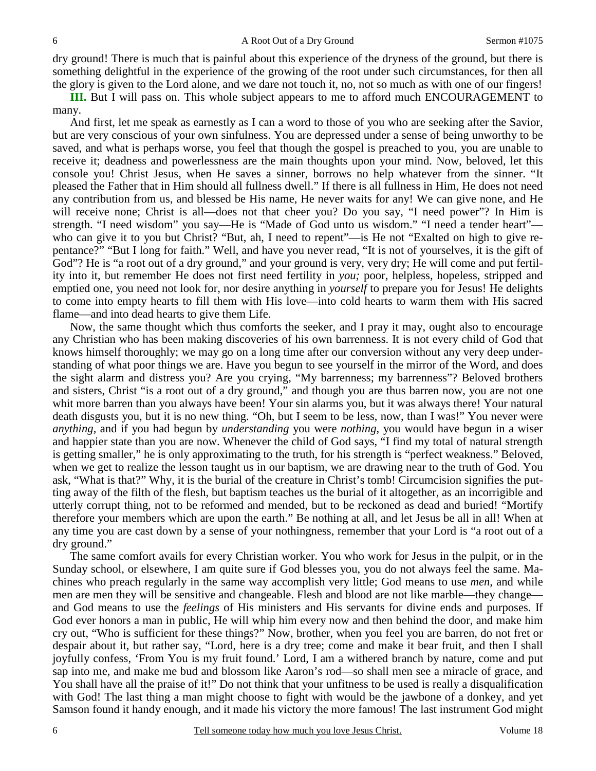dry ground! There is much that is painful about this experience of the dryness of the ground, but there is something delightful in the experience of the growing of the root under such circumstances, for then all the glory is given to the Lord alone, and we dare not touch it, no, not so much as with one of our fingers!

**III.** But I will pass on. This whole subject appears to me to afford much ENCOURAGEMENT to many.

And first, let me speak as earnestly as I can a word to those of you who are seeking after the Savior, but are very conscious of your own sinfulness. You are depressed under a sense of being unworthy to be saved, and what is perhaps worse, you feel that though the gospel is preached to you, you are unable to receive it; deadness and powerlessness are the main thoughts upon your mind. Now, beloved, let this console you! Christ Jesus, when He saves a sinner, borrows no help whatever from the sinner. "It pleased the Father that in Him should all fullness dwell." If there is all fullness in Him, He does not need any contribution from us, and blessed be His name, He never waits for any! We can give none, and He will receive none; Christ is all—does not that cheer you? Do you say, "I need power"? In Him is strength. "I need wisdom" you say—He is "Made of God unto us wisdom." "I need a tender heart"—who can give it to you but Christ? "But, ah, I need to repent"—is He not "Exalted on high to give repentance?" "But I long for faith." Well, and have you never read, "It is not of yourselves, it is the gift of God"? He is "a root out of a dry ground," and your ground is very, very dry; He will come and put fertility into it, but remember He does not first need fertility in *you;* poor, helpless, hopeless, stripped and emptied one, you need not look for, nor desire anything in *yourself* to prepare you for Jesus! He delights to come into empty hearts to fill them with His love—into cold hearts to warm them with His sacred flame—and into dead hearts to give them Life.

Now, the same thought which thus comforts the seeker, and I pray it may, ought also to encourage any Christian who has been making discoveries of his own barrenness. It is not every child of God that knows himself thoroughly; we may go on a long time after our conversion without any very deep understanding of what poor things we are. Have you begun to see yourself in the mirror of the Word, and does the sight alarm and distress you? Are you crying, "My barrenness; my barrenness"? Beloved brothers and sisters, Christ "is a root out of a dry ground," and though you are thus barren now, you are not one whit more barren than you always have been! Your sin alarms you, but it was always there! Your natural death disgusts you, but it is no new thing. "Oh, but I seem to be less, now, than I was!" You never were *anything,* and if you had begun by *understanding* you were *nothing,* you would have begun in a wiser and happier state than you are now. Whenever the child of God says, "I find my total of natural strength is getting smaller," he is only approximating to the truth, for his strength is "perfect weakness." Beloved, when we get to realize the lesson taught us in our baptism, we are drawing near to the truth of God. You ask, "What is that?" Why, it is the burial of the creature in Christ's tomb! Circumcision signifies the putting away of the filth of the flesh, but baptism teaches us the burial of it altogether, as an incorrigible and utterly corrupt thing, not to be reformed and mended, but to be reckoned as dead and buried! "Mortify therefore your members which are upon the earth." Be nothing at all, and let Jesus be all in all! When at any time you are cast down by a sense of your nothingness, remember that your Lord is "a root out of a dry ground."

The same comfort avails for every Christian worker. You who work for Jesus in the pulpit, or in the Sunday school, or elsewhere, I am quite sure if God blesses you, you do not always feel the same. Machines who preach regularly in the same way accomplish very little; God means to use *men,* and while men are men they will be sensitive and changeable. Flesh and blood are not like marble—they change—and God means to use the *feelings* of His ministers and His servants for divine ends and purposes. If God ever honors a man in public, He will whip him every now and then behind the door, and make him cry out, "Who is sufficient for these things?" Now, brother, when you feel you are barren, do not fret or despair about it, but rather say, "Lord, here is a dry tree; come and make it bear fruit, and then I shall joyfully confess, 'From You is my fruit found.' Lord, I am a withered branch by nature, come and put sap into me, and make me bud and blossom like Aaron's rod—so shall men see a miracle of grace, and You shall have all the praise of it!" Do not think that your unfitness to be used is really a disqualification with God! The last thing a man might choose to fight with would be the jawbone of a donkey, and yet Samson found it handy enough, and it made his victory the more famous! The last instrument God might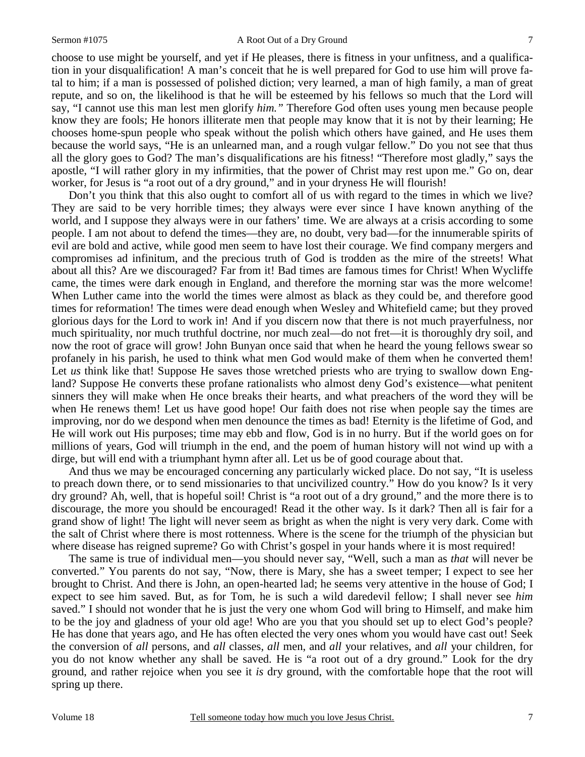choose to use might be yourself, and yet if He pleases, there is fitness in your unfitness, and a qualification in your disqualification! A man's conceit that he is well prepared for God to use him will prove fatal to him; if a man is possessed of polished diction; very learned, a man of high family, a man of great repute, and so on, the likelihood is that he will be esteemed by his fellows so much that the Lord will say, "I cannot use this man lest men glorify *him."* Therefore God often uses young men because people know they are fools; He honors illiterate men that people may know that it is not by their learning; He chooses home-spun people who speak without the polish which others have gained, and He uses them because the world says, "He is an unlearned man, and a rough vulgar fellow." Do you not see that thus all the glory goes to God? The man's disqualifications are his fitness! "Therefore most gladly," says the apostle, "I will rather glory in my infirmities, that the power of Christ may rest upon me." Go on, dear worker, for Jesus is "a root out of a dry ground," and in your dryness He will flourish!

Don't you think that this also ought to comfort all of us with regard to the times in which we live? They are said to be very horrible times; they always were ever since I have known anything of the world, and I suppose they always were in our fathers' time. We are always at a crisis according to some people. I am not about to defend the times—they are, no doubt, very bad—for the innumerable spirits of evil are bold and active, while good men seem to have lost their courage. We find company mergers and compromises ad infinitum, and the precious truth of God is trodden as the mire of the streets! What about all this? Are we discouraged? Far from it! Bad times are famous times for Christ! When Wycliffe came, the times were dark enough in England, and therefore the morning star was the more welcome! When Luther came into the world the times were almost as black as they could be, and therefore good times for reformation! The times were dead enough when Wesley and Whitefield came; but they proved glorious days for the Lord to work in! And if you discern now that there is not much prayerfulness, nor much spirituality, nor much truthful doctrine, nor much zeal—do not fret—it is thoroughly dry soil, and now the root of grace will grow! John Bunyan once said that when he heard the young fellows swear so profanely in his parish, he used to think what men God would make of them when he converted them! Let *us* think like that! Suppose He saves those wretched priests who are trying to swallow down England? Suppose He converts these profane rationalists who almost deny God's existence—what penitent sinners they will make when He once breaks their hearts, and what preachers of the word they will be when He renews them! Let us have good hope! Our faith does not rise when people say the times are improving, nor do we despond when men denounce the times as bad! Eternity is the lifetime of God, and He will work out His purposes; time may ebb and flow, God is in no hurry. But if the world goes on for millions of years, God will triumph in the end, and the poem of human history will not wind up with a dirge, but will end with a triumphant hymn after all. Let us be of good courage about that.

And thus we may be encouraged concerning any particularly wicked place. Do not say, "It is useless to preach down there, or to send missionaries to that uncivilized country." How do you know? Is it very dry ground? Ah, well, that is hopeful soil! Christ is "a root out of a dry ground," and the more there is to discourage, the more you should be encouraged! Read it the other way. Is it dark? Then all is fair for a grand show of light! The light will never seem as bright as when the night is very very dark. Come with the salt of Christ where there is most rottenness. Where is the scene for the triumph of the physician but where disease has reigned supreme? Go with Christ's gospel in your hands where it is most required!

The same is true of individual men—you should never say, "Well, such a man as *that* will never be converted." You parents do not say, "Now, there is Mary, she has a sweet temper; I expect to see her brought to Christ. And there is John, an open-hearted lad; he seems very attentive in the house of God; I expect to see him saved. But, as for Tom, he is such a wild daredevil fellow; I shall never see *him* saved." I should not wonder that he is just the very one whom God will bring to Himself, and make him to be the joy and gladness of your old age! Who are you that you should set up to elect God's people? He has done that years ago, and He has often elected the very ones whom you would have cast out! Seek the conversion of *all* persons, and *all* classes, *all* men, and *all* your relatives, and *all* your children, for you do not know whether any shall be saved. He is "a root out of a dry ground." Look for the dry ground, and rather rejoice when you see it *is* dry ground, with the comfortable hope that the root will spring up there.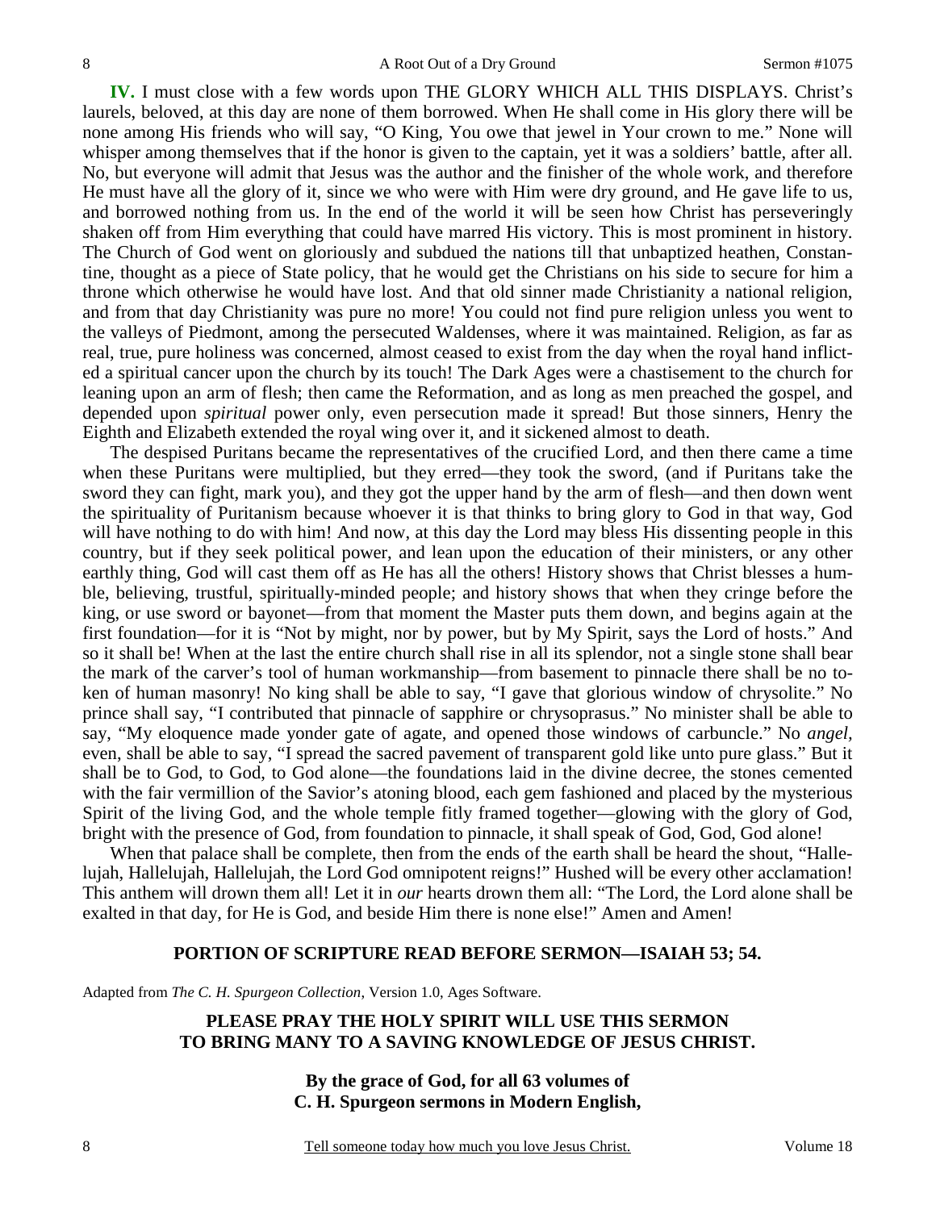**IV.** I must close with a few words upon THE GLORY WHICH ALL THIS DISPLAYS. Christ's laurels, beloved, at this day are none of them borrowed. When He shall come in His glory there will be none among His friends who will say, "O King, You owe that jewel in Your crown to me." None will whisper among themselves that if the honor is given to the captain, yet it was a soldiers' battle, after all. No, but everyone will admit that Jesus was the author and the finisher of the whole work, and therefore He must have all the glory of it, since we who were with Him were dry ground, and He gave life to us, and borrowed nothing from us. In the end of the world it will be seen how Christ has perseveringly shaken off from Him everything that could have marred His victory. This is most prominent in history. The Church of God went on gloriously and subdued the nations till that unbaptized heathen, Constantine, thought as a piece of State policy, that he would get the Christians on his side to secure for him a throne which otherwise he would have lost. And that old sinner made Christianity a national religion, and from that day Christianity was pure no more! You could not find pure religion unless you went to the valleys of Piedmont, among the persecuted Waldenses, where it was maintained. Religion, as far as real, true, pure holiness was concerned, almost ceased to exist from the day when the royal hand inflicted a spiritual cancer upon the church by its touch! The Dark Ages were a chastisement to the church for leaning upon an arm of flesh; then came the Reformation, and as long as men preached the gospel, and depended upon *spiritual* power only, even persecution made it spread! But those sinners, Henry the Eighth and Elizabeth extended the royal wing over it, and it sickened almost to death.

The despised Puritans became the representatives of the crucified Lord, and then there came a time when these Puritans were multiplied, but they erred—they took the sword, (and if Puritans take the sword they can fight, mark you), and they got the upper hand by the arm of flesh—and then down went the spirituality of Puritanism because whoever it is that thinks to bring glory to God in that way, God will have nothing to do with him! And now, at this day the Lord may bless His dissenting people in this country, but if they seek political power, and lean upon the education of their ministers, or any other earthly thing, God will cast them off as He has all the others! History shows that Christ blesses a humble, believing, trustful, spiritually-minded people; and history shows that when they cringe before the king, or use sword or bayonet—from that moment the Master puts them down, and begins again at the first foundation—for it is "Not by might, nor by power, but by My Spirit, says the Lord of hosts." And so it shall be! When at the last the entire church shall rise in all its splendor, not a single stone shall bear the mark of the carver's tool of human workmanship—from basement to pinnacle there shall be no token of human masonry! No king shall be able to say, "I gave that glorious window of chrysolite." No prince shall say, "I contributed that pinnacle of sapphire or chrysoprasus." No minister shall be able to say, "My eloquence made yonder gate of agate, and opened those windows of carbuncle." No *angel,* even, shall be able to say, "I spread the sacred pavement of transparent gold like unto pure glass." But it shall be to God, to God, to God alone—the foundations laid in the divine decree, the stones cemented with the fair vermillion of the Savior's atoning blood, each gem fashioned and placed by the mysterious Spirit of the living God, and the whole temple fitly framed together—glowing with the glory of God, bright with the presence of God, from foundation to pinnacle, it shall speak of God, God, God alone!

When that palace shall be complete, then from the ends of the earth shall be heard the shout, "Hallelujah, Hallelujah, Hallelujah, the Lord God omnipotent reigns!" Hushed will be every other acclamation! This anthem will drown them all! Let it in *our* hearts drown them all: "The Lord, the Lord alone shall be exalted in that day, for He is God, and beside Him there is none else!" Amen and Amen!

**PORTION OF SCRIPTURE READ BEFORE SERMON—ISAIAH 53; 54.**

Adapted from *The C. H. Spurgeon Collection,* Version 1.0, Ages Software.

**PLEASE PRAY THE HOLY SPIRIT WILL USE THIS SERMON TO BRING MANY TO A SAVING KNOWLEDGE OF JESUS CHRIST.**

**By the grace of God, for all 63 volumes of C. H. Spurgeon sermons in Modern English,**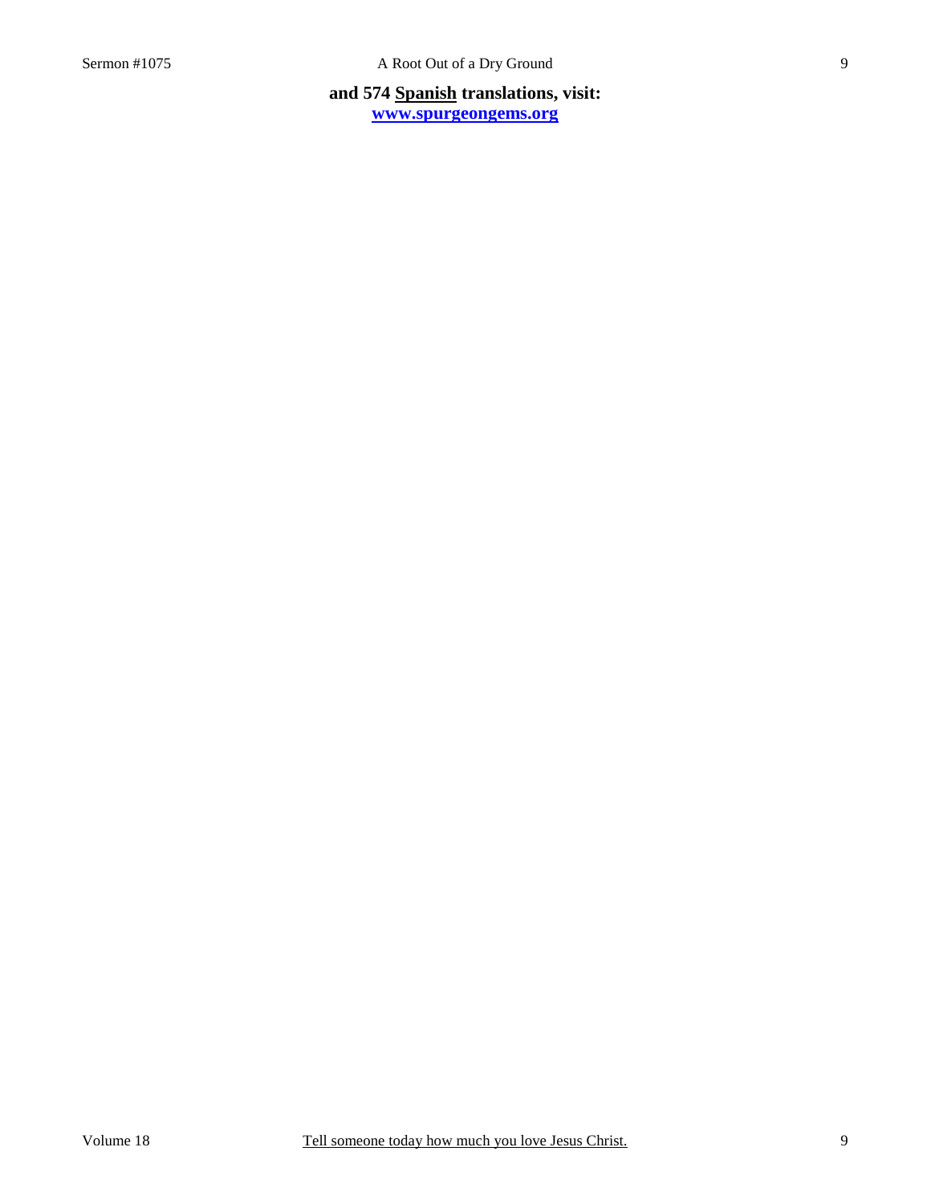**and 574 Spanish translations, visit:**
**www.spurgeongems.org**